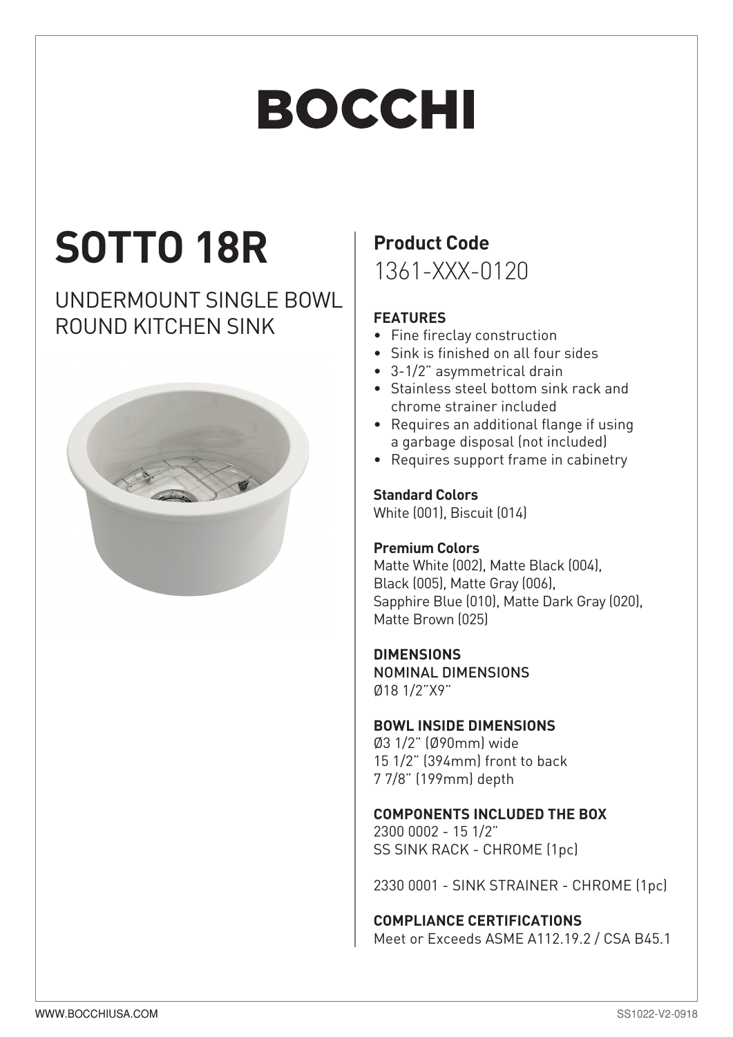# BOCCHI

## SOTTO 18R

UNDERMOUNT SINGLE BOWL ROUND KITCHEN SINK

**Product Code**

1361-XXX-0120

**FEATURES**

- Fine fireclay construction
- Sink is finished on all four sides
- 3-1/2" asymmetrical drain
- Stainless steel bottom sink rack and chrome strainer included
- Requires an additional flange if using a garbage disposal (not included)
- Requires support frame in cabinetry

**Standard Colors**

White (001), Biscuit (014)

**Premium Colors**

Matte White (002), Matte Black (004), Black (005), Matte Gray (006), Sapphire Blue (010), Matte Dark Gray (020), Matte Brown (025)

**DIMENSIONS**

NOMINAL DIMENSIONS

Ø18 1/2"X9"

**BOWL INSIDE DIMENSIONS**

Ø3 1/2" (Ø90mm) wide
15 1/2" (394mm) front to back
7 7/8" (199mm) depth

**COMPONENTS INCLUDED THE BOX**

2300 0002 - 15 1/2"
SS SINK RACK - CHROME (1pc)

2330 0001 - SINK STRAINER - CHROME (1pc)

**COMPLIANCE CERTIFICATIONS**

Meet or Exceeds ASME A112.19.2 / CSA B45.1

WWW.BOCCHIUSA.COM

SS1022-V2-0918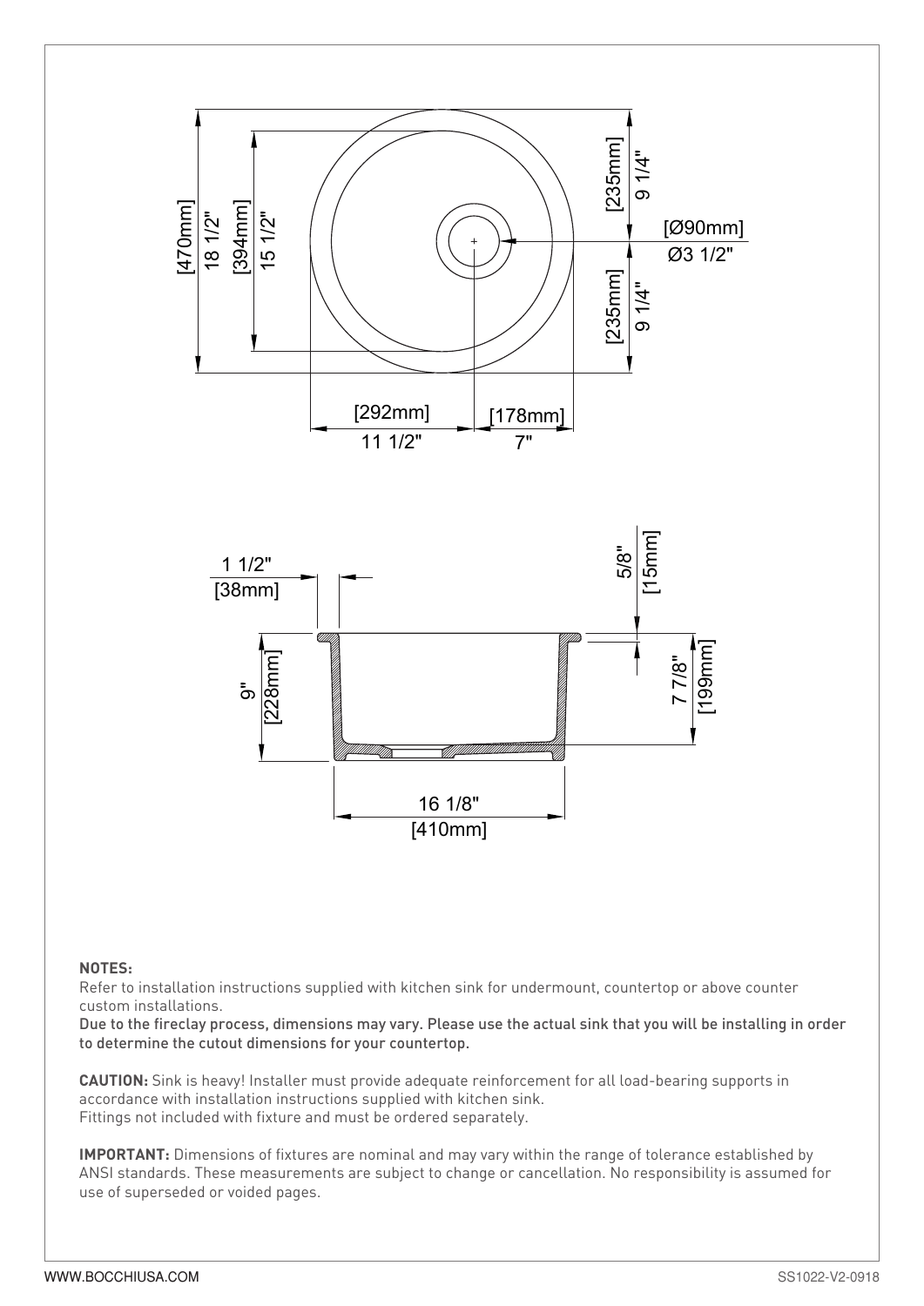[470mm]
18 1/2"

[394mm]
15 1/2"

[235mm]
9 1/4"

[Ø90mm]
Ø3 1/2"

[235mm]
9 1/4"

[292mm]
11 1/2"

[178mm]
7"

1 1/2"
[38mm]

5/8"
[15mm]

9"
[228mm]

7 7/8"
[199mm]

16 1/8"
[410mm]

**NOTES:**

Refer to installation instructions supplied with kitchen sink for undermount, countertop or above counter custom installations.

Due to the fireclay process, dimensions may vary. Please use the actual sink that you will be installing in order to determine the cutout dimensions for your countertop.

**CAUTION:** Sink is heavy! Installer must provide adequate reinforcement for all load-bearing supports in accordance with installation instructions supplied with kitchen sink.
Fittings not included with fixture and must be ordered separately.

**IMPORTANT:** Dimensions of fixtures are nominal and may vary within the range of tolerance established by ANSI standards. These measurements are subject to change or cancellation. No responsibility is assumed for use of superseded or voided pages.

WWW.BOCCHIUSA.COM

SS1022-V2-0918